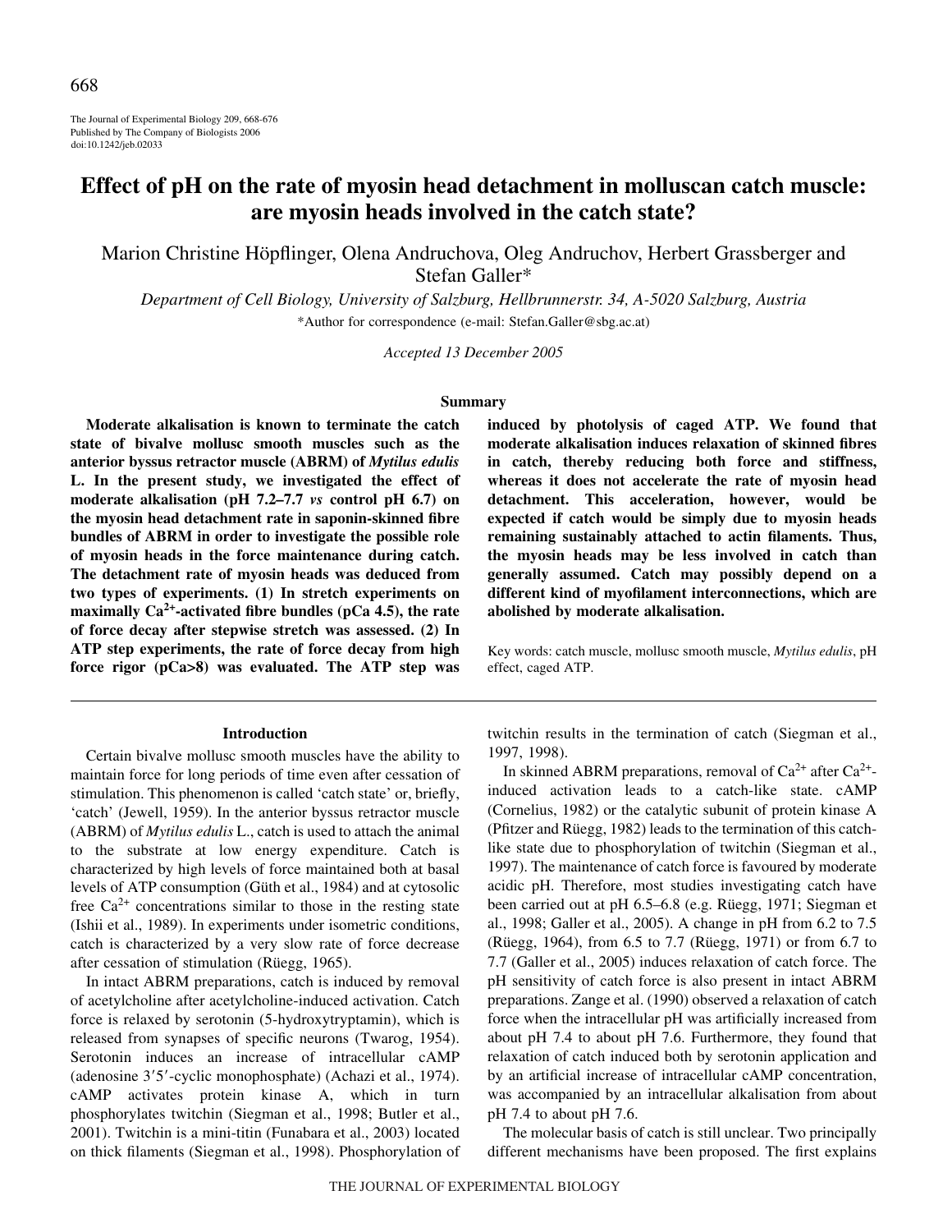# Effect of pH on the rate of myosin head detachment in molluscan catch muscle: are myosin heads involved in the catch state?

Marion Christine Höpflinger, Olena Andruchova, Oleg Andruchov, Herbert Grassberger and Stefan Galler*

*Department of Cell Biology, University of Salzburg, Hellbrunnerstr. 34, A-5020 Salzburg, Austria*

*Author for correspondence (e-mail: Stefan.Galler@sbg.ac.at)

*Accepted 13 December 2005*

## Summary

**Moderate alkalisation is known to terminate the catch state of bivalve mollusc smooth muscles such as the anterior byssus retractor muscle (ABRM) of *Mytilus edulis* L. In the present study, we investigated the effect of moderate alkalisation (pH 7.2–7.7 *vs* control pH 6.7) on the myosin head detachment rate in saponin-skinned fibre bundles of ABRM in order to investigate the possible role of myosin heads in the force maintenance during catch. The detachment rate of myosin heads was deduced from two types of experiments. (1) In stretch experiments on maximally $Ca^{2+}$-activated fibre bundles (pCa 4.5), the rate of force decay after stepwise stretch was assessed. (2) In ATP step experiments, the rate of force decay from high force rigor (pCa>8) was evaluated. The ATP step was induced by photolysis of caged ATP. We found that moderate alkalisation induces relaxation of skinned fibres in catch, thereby reducing both force and stiffness, whereas it does not accelerate the rate of myosin head detachment. This acceleration, however, would be expected if catch would be simply due to myosin heads remaining sustainably attached to actin filaments. Thus, the myosin heads may be less involved in catch than generally assumed. Catch may possibly depend on a different kind of myofilament interconnections, which are abolished by moderate alkalisation.**

Key words: catch muscle, mollusc smooth muscle, *Mytilus edulis*, pH effect, caged ATP.

## Introduction

Certain bivalve mollusc smooth muscles have the ability to maintain force for long periods of time even after cessation of stimulation. This phenomenon is called 'catch state' or, briefly, 'catch' (Jewell, 1959). In the anterior byssus retractor muscle (ABRM) of *Mytilus edulis* L., catch is used to attach the animal to the substrate at low energy expenditure. Catch is characterized by high levels of force maintained both at basal levels of ATP consumption (Güth et al., 1984) and at cytosolic free $Ca^{2+}$ concentrations similar to those in the resting state (Ishii et al., 1989). In experiments under isometric conditions, catch is characterized by a very slow rate of force decrease after cessation of stimulation (Rüegg, 1965).

In intact ABRM preparations, catch is induced by removal of acetylcholine after acetylcholine-induced activation. Catch force is relaxed by serotonin (5-hydroxytryptamin), which is released from synapses of specific neurons (Twarog, 1954). Serotonin induces an increase of intracellular cAMP (adenosine 3′5′-cyclic monophosphate) (Achazi et al., 1974). cAMP activates protein kinase A, which in turn phosphorylates twitchin (Siegman et al., 1998; Butler et al., 2001). Twitchin is a mini-titin (Funabara et al., 2003) located on thick filaments (Siegman et al., 1998). Phosphorylation of twitchin results in the termination of catch (Siegman et al., 1997, 1998).

In skinned ABRM preparations, removal of $Ca^{2+}$ after $Ca^{2+}$-induced activation leads to a catch-like state. cAMP (Cornelius, 1982) or the catalytic subunit of protein kinase A (Pfitzer and Rüegg, 1982) leads to the termination of this catch-like state due to phosphorylation of twitchin (Siegman et al., 1997). The maintenance of catch force is favoured by moderate acidic pH. Therefore, most studies investigating catch have been carried out at pH 6.5–6.8 (e.g. Rüegg, 1971; Siegman et al., 1998; Galler et al., 2005). A change in pH from 6.2 to 7.5 (Rüegg, 1964), from 6.5 to 7.7 (Rüegg, 1971) or from 6.7 to 7.7 (Galler et al., 2005) induces relaxation of catch force. The pH sensitivity of catch force is also present in intact ABRM preparations. Zange et al. (1990) observed a relaxation of catch force when the intracellular pH was artificially increased from about pH 7.4 to about pH 7.6. Furthermore, they found that relaxation of catch induced both by serotonin application and by an artificial increase of intracellular cAMP concentration, was accompanied by an intracellular alkalisation from about pH 7.4 to about pH 7.6.

The molecular basis of catch is still unclear. Two principally different mechanisms have been proposed. The first explains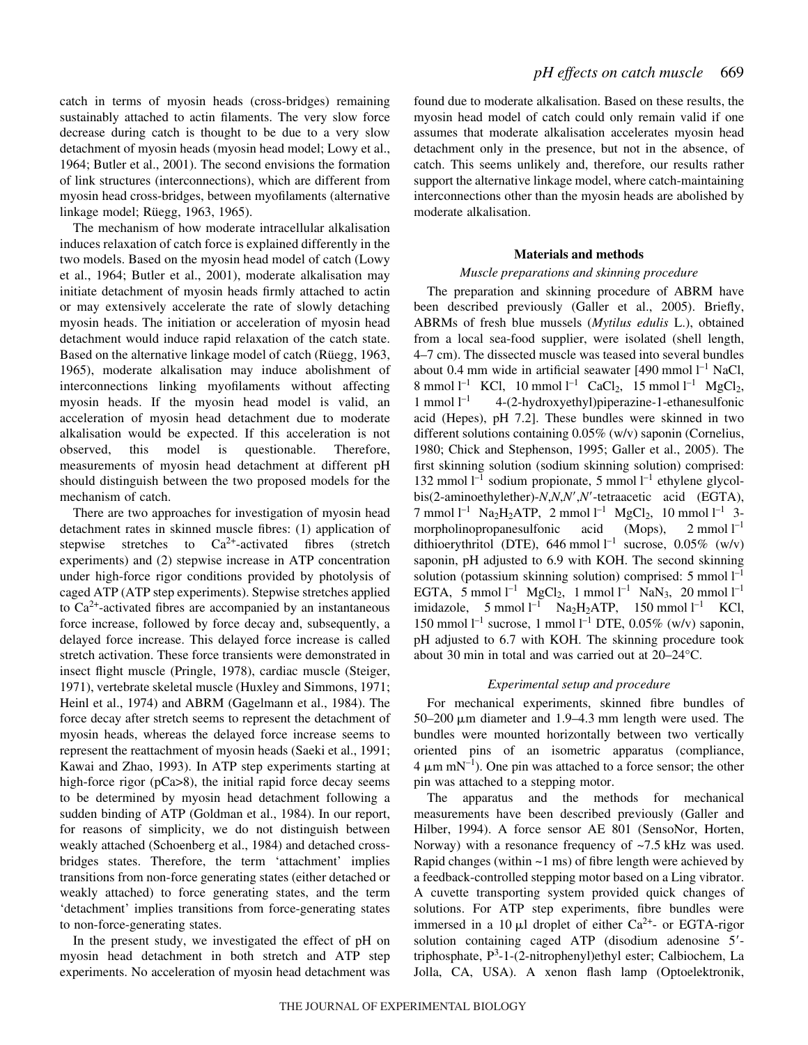catch in terms of myosin heads (cross-bridges) remaining sustainably attached to actin filaments. The very slow force decrease during catch is thought to be due to a very slow detachment of myosin heads (myosin head model; Lowy et al., 1964; Butler et al., 2001). The second envisions the formation of link structures (interconnections), which are different from myosin head cross-bridges, between myofilaments (alternative linkage model; Rüegg, 1963, 1965).

The mechanism of how moderate intracellular alkalisation induces relaxation of catch force is explained differently in the two models. Based on the myosin head model of catch (Lowy et al., 1964; Butler et al., 2001), moderate alkalisation may initiate detachment of myosin heads firmly attached to actin or may extensively accelerate the rate of slowly detaching myosin heads. The initiation or acceleration of myosin head detachment would induce rapid relaxation of the catch state. Based on the alternative linkage model of catch (Rüegg, 1963, 1965), moderate alkalisation may induce abolishment of interconnections linking myofilaments without affecting myosin heads. If the myosin head model is valid, an acceleration of myosin head detachment due to moderate alkalisation would be expected. If this acceleration is not observed, this model is questionable. Therefore, measurements of myosin head detachment at different pH should distinguish between the two proposed models for the mechanism of catch.

There are two approaches for investigation of myosin head detachment rates in skinned muscle fibres: (1) application of stepwise stretches to $Ca^{2+}$-activated fibres (stretch experiments) and (2) stepwise increase in ATP concentration under high-force rigor conditions provided by photolysis of caged ATP (ATP step experiments). Stepwise stretches applied to $Ca^{2+}$-activated fibres are accompanied by an instantaneous force increase, followed by force decay and, subsequently, a delayed force increase. This delayed force increase is called stretch activation. These force transients were demonstrated in insect flight muscle (Pringle, 1978), cardiac muscle (Steiger, 1971), vertebrate skeletal muscle (Huxley and Simmons, 1971; Heinl et al., 1974) and ABRM (Gagelmann et al., 1984). The force decay after stretch seems to represent the detachment of myosin heads, whereas the delayed force increase seems to represent the reattachment of myosin heads (Saeki et al., 1991; Kawai and Zhao, 1993). In ATP step experiments starting at high-force rigor (pCa>8), the initial rapid force decay seems to be determined by myosin head detachment following a sudden binding of ATP (Goldman et al., 1984). In our report, for reasons of simplicity, we do not distinguish between weakly attached (Schoenberg et al., 1984) and detached cross-bridges states. Therefore, the term 'attachment' implies transitions from non-force generating states (either detached or weakly attached) to force generating states, and the term 'detachment' implies transitions from force-generating states to non-force-generating states.

In the present study, we investigated the effect of pH on myosin head detachment in both stretch and ATP step experiments. No acceleration of myosin head detachment was found due to moderate alkalisation. Based on these results, the myosin head model of catch could only remain valid if one assumes that moderate alkalisation accelerates myosin head detachment only in the presence, but not in the absence, of catch. This seems unlikely and, therefore, our results rather support the alternative linkage model, where catch-maintaining interconnections other than the myosin heads are abolished by moderate alkalisation.

## Materials and methods

### *Muscle preparations and skinning procedure*

The preparation and skinning procedure of ABRM have been described previously (Galler et al., 2005). Briefly, ABRMs of fresh blue mussels (*Mytilus edulis* L.), obtained from a local sea-food supplier, were isolated (shell length, 4–7 cm). The dissected muscle was teased into several bundles about 0.4 mm wide in artificial seawater [490 mmol $l^{-1}$ NaCl, 8 mmol $l^{-1}$ KCl, 10 mmol $l^{-1}$ $CaCl_2$, 15 mmol $l^{-1}$ $MgCl_2$, 1 mmol $l^{-1}$ 4-(2-hydroxyethyl)piperazine-1-ethanesulfonic acid (Hepes), pH 7.2]. These bundles were skinned in two different solutions containing 0.05% (w/v) saponin (Cornelius, 1980; Chick and Stephenson, 1995; Galler et al., 2005). The first skinning solution (sodium skinning solution) comprised: 132 mmol $l^{-1}$ sodium propionate, 5 mmol $l^{-1}$ ethylene glycol-bis(2-aminoethylether)-*N*,*N*,*N*′,*N*′-tetraacetic acid (EGTA), 7 mmol $l^{-1}$ $Na_2H_2ATP$, 2 mmol $l^{-1}$ $MgCl_2$, 10 mmol $l^{-1}$ 3-morpholinopropanesulfonic acid (Mops), 2 mmol $l^{-1}$ dithioerythritol (DTE), 646 mmol $l^{-1}$ sucrose, 0.05% (w/v) saponin, pH adjusted to 6.9 with KOH. The second skinning solution (potassium skinning solution) comprised: 5 mmol $l^{-1}$ EGTA, 5 mmol $l^{-1}$ $MgCl_2$, 1 mmol $l^{-1}$ $NaN_3$, 20 mmol $l^{-1}$ imidazole, 5 mmol $l^{-1}$ $Na_2H_2ATP$, 150 mmol $l^{-1}$ KCl, 150 mmol $l^{-1}$ sucrose, 1 mmol $l^{-1}$ DTE, 0.05% (w/v) saponin, pH adjusted to 6.7 with KOH. The skinning procedure took about 30 min in total and was carried out at 20–24°C.

### *Experimental setup and procedure*

For mechanical experiments, skinned fibre bundles of 50–200 μm diameter and 1.9–4.3 mm length were used. The bundles were mounted horizontally between two vertically oriented pins of an isometric apparatus (compliance, 4 μm $mN^{-1}$). One pin was attached to a force sensor; the other pin was attached to a stepping motor.

The apparatus and the methods for mechanical measurements have been described previously (Galler and Hilber, 1994). A force sensor AE 801 (SensoNor, Horten, Norway) with a resonance frequency of ~7.5 kHz was used. Rapid changes (within ~1 ms) of fibre length were achieved by a feedback-controlled stepping motor based on a Ling vibrator. A cuvette transporting system provided quick changes of solutions. For ATP step experiments, fibre bundles were immersed in a 10 μl droplet of either $Ca^{2+}$- or EGTA-rigor solution containing caged ATP (disodium adenosine 5′-triphosphate, $P^3$-1-(2-nitrophenyl)ethyl ester; Calbiochem, La Jolla, CA, USA). A xenon flash lamp (Optoelektronik,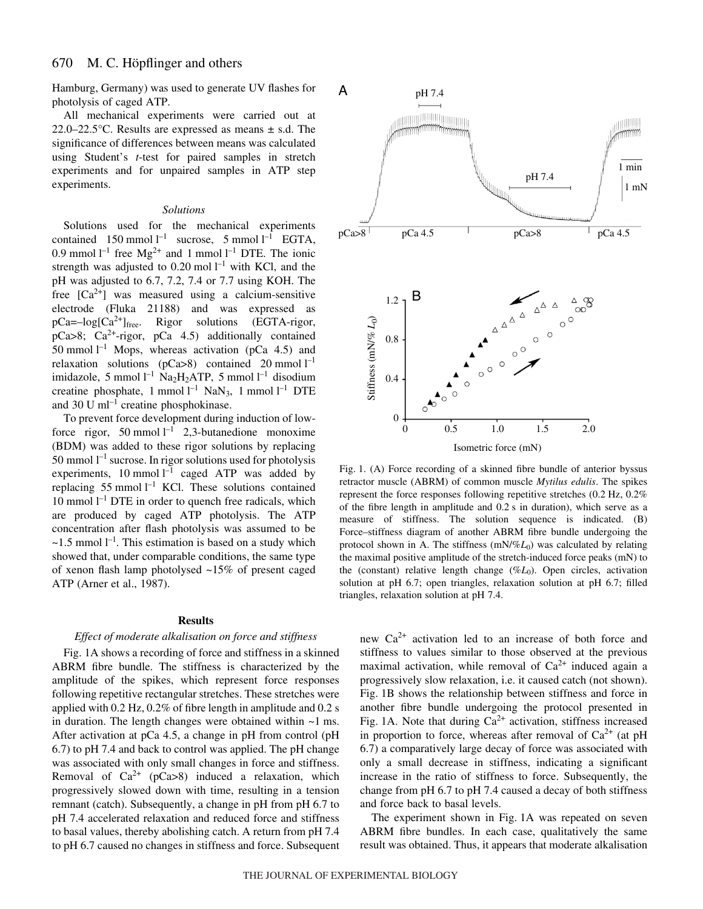Hamburg, Germany) was used to generate UV flashes for photolysis of caged ATP.

All mechanical experiments were carried out at 22.0–22.5°C. Results are expressed as means ± s.d. The significance of differences between means was calculated using Student's *t*-test for paired samples in stretch experiments and for unpaired samples in ATP step experiments.

*Solutions*

Solutions used for the mechanical experiments contained 150 mmol $l^{-1}$ sucrose, 5 mmol $l^{-1}$ EGTA, 0.9 mmol $l^{-1}$ free $Mg^{2+}$ and 1 mmol $l^{-1}$ DTE. The ionic strength was adjusted to 0.20 mol $l^{-1}$ with KCl, and the pH was adjusted to 6.7, 7.2, 7.4 or 7.7 using KOH. The free [$Ca^{2+}$] was measured using a calcium-sensitive electrode (Fluka 21188) and was expressed as pCa=–log[$Ca^{2+}$]$_{free}$. Rigor solutions (EGTA-rigor, pCa>8; $Ca^{2+}$-rigor, pCa 4.5) additionally contained 50 mmol $l^{-1}$ Mops, whereas activation (pCa 4.5) and relaxation solutions (pCa>8) contained 20 mmol $l^{-1}$ imidazole, 5 mmol $l^{-1}$ $Na_2H_2ATP$, 5 mmol $l^{-1}$ disodium creatine phosphate, 1 mmol $l^{-1}$ $NaN_3$, 1 mmol $l^{-1}$ DTE and 30 U $ml^{-1}$ creatine phosphokinase.

To prevent force development during induction of low-force rigor, 50 mmol $l^{-1}$ 2,3-butanedione monoxime (BDM) was added to these rigor solutions by replacing 50 mmol $l^{-1}$ sucrose. In rigor solutions used for photolysis experiments, 10 mmol $l^{-1}$ caged ATP was added by replacing 55 mmol $l^{-1}$ KCl. These solutions contained 10 mmol $l^{-1}$ DTE in order to quench free radicals, which are produced by caged ATP photolysis. The ATP concentration after flash photolysis was assumed to be ~1.5 mmol $l^{-1}$. This estimation is based on a study which showed that, under comparable conditions, the same type of xenon flash lamp photolysed ~15% of present caged ATP (Arner et al., 1987).

Fig. 1. (A) Force recording of a skinned fibre bundle of anterior byssus retractor muscle (ABRM) of common muscle *Mytilus edulis*. The spikes represent the force responses following repetitive stretches (0.2 Hz, 0.2% of the fibre length in amplitude and 0.2 s in duration), which serve as a measure of stiffness. The solution sequence is indicated. (B) Force–stiffness diagram of another ABRM fibre bundle undergoing the protocol shown in A. The stiffness (mN/%$L_0$) was calculated by relating the maximal positive amplitude of the stretch-induced force peaks (mN) to the (constant) relative length change (%$L_0$). Open circles, activation solution at pH 6.7; open triangles, relaxation solution at pH 6.7; filled triangles, relaxation solution at pH 7.4.

## Results

*Effect of moderate alkalisation on force and stiffness*

Fig. 1A shows a recording of force and stiffness in a skinned ABRM fibre bundle. The stiffness is characterized by the amplitude of the spikes, which represent force responses following repetitive rectangular stretches. These stretches were applied with 0.2 Hz, 0.2% of fibre length in amplitude and 0.2 s in duration. The length changes were obtained within ~1 ms. After activation at pCa 4.5, a change in pH from control (pH 6.7) to pH 7.4 and back to control was applied. The pH change was associated with only small changes in force and stiffness. Removal of $Ca^{2+}$ (pCa>8) induced a relaxation, which progressively slowed down with time, resulting in a tension remnant (catch). Subsequently, a change in pH from pH 6.7 to pH 7.4 accelerated relaxation and reduced force and stiffness to basal values, thereby abolishing catch. A return from pH 7.4 to pH 6.7 caused no changes in stiffness and force. Subsequent new $Ca^{2+}$ activation led to an increase of both force and stiffness to values similar to those observed at the previous maximal activation, while removal of $Ca^{2+}$ induced again a progressively slow relaxation, i.e. it caused catch (not shown). Fig. 1B shows the relationship between stiffness and force in another fibre bundle undergoing the protocol presented in Fig. 1A. Note that during $Ca^{2+}$ activation, stiffness increased in proportion to force, whereas after removal of $Ca^{2+}$ (at pH 6.7) a comparatively large decay of force was associated with only a small decrease in stiffness, indicating a significant increase in the ratio of stiffness to force. Subsequently, the change from pH 6.7 to pH 7.4 caused a decay of both stiffness and force back to basal levels.

The experiment shown in Fig. 1A was repeated on seven ABRM fibre bundles. In each case, qualitatively the same result was obtained. Thus, it appears that moderate alkalisation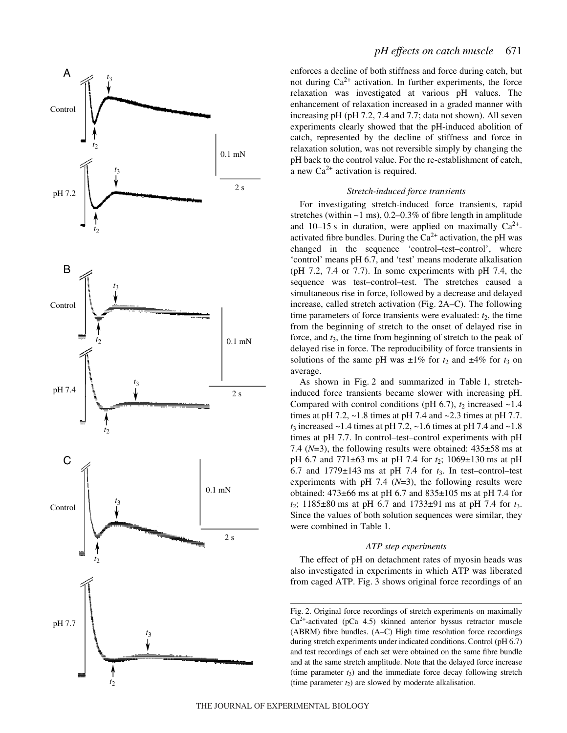enforces a decline of both stiffness and force during catch, but not during $Ca^{2+}$ activation. In further experiments, the force relaxation was investigated at various pH values. The enhancement of relaxation increased in a graded manner with increasing pH (pH 7.2, 7.4 and 7.7; data not shown). All seven experiments clearly showed that the pH-induced abolition of catch, represented by the decline of stiffness and force in relaxation solution, was not reversible simply by changing the pH back to the control value. For the re-establishment of catch, a new $Ca^{2+}$ activation is required.

### *Stretch-induced force transients*

For investigating stretch-induced force transients, rapid stretches (within ~1 ms), 0.2–0.3% of fibre length in amplitude and 10–15 s in duration, were applied on maximally $Ca^{2+}$-activated fibre bundles. During the $Ca^{2+}$ activation, the pH was changed in the sequence 'control–test–control', where 'control' means pH 6.7, and 'test' means moderate alkalisation (pH 7.2, 7.4 or 7.7). In some experiments with pH 7.4, the sequence was test–control–test. The stretches caused a simultaneous rise in force, followed by a decrease and delayed increase, called stretch activation (Fig. 2A–C). The following time parameters of force transients were evaluated: $t_2$, the time from the beginning of stretch to the onset of delayed rise in force, and $t_3$, the time from beginning of stretch to the peak of delayed rise in force. The reproducibility of force transients in solutions of the same pH was ±1% for $t_2$ and ±4% for $t_3$ on average.

As shown in Fig. 2 and summarized in Table 1, stretch-induced force transients became slower with increasing pH. Compared with control conditions (pH 6.7), $t_2$ increased ~1.4 times at pH 7.2, ~1.8 times at pH 7.4 and ~2.3 times at pH 7.7. $t_3$ increased ~1.4 times at pH 7.2, ~1.6 times at pH 7.4 and ~1.8 times at pH 7.7. In control–test–control experiments with pH 7.4 ($N$=3), the following results were obtained: 435±58 ms at pH 6.7 and 771±63 ms at pH 7.4 for $t_2$; 1069±130 ms at pH 6.7 and 1779±143 ms at pH 7.4 for $t_3$. In test–control–test experiments with pH 7.4 ($N$=3), the following results were obtained: 473±66 ms at pH 6.7 and 835±105 ms at pH 7.4 for $t_2$; 1185±80 ms at pH 6.7 and 1733±91 ms at pH 7.4 for $t_3$. Since the values of both solution sequences were similar, they were combined in Table 1.

### *ATP step experiments*

The effect of pH on detachment rates of myosin heads was also investigated in experiments in which ATP was liberated from caged ATP. Fig. 3 shows original force recordings of an

Fig. 2. Original force recordings of stretch experiments on maximally $Ca^{2+}$-activated (pCa 4.5) skinned anterior byssus retractor muscle (ABRM) fibre bundles. (A–C) High time resolution force recordings during stretch experiments under indicated conditions. Control (pH 6.7) and test recordings of each set were obtained on the same fibre bundle and at the same stretch amplitude. Note that the delayed force increase (time parameter $t_3$) and the immediate force decay following stretch (time parameter $t_2$) are slowed by moderate alkalisation.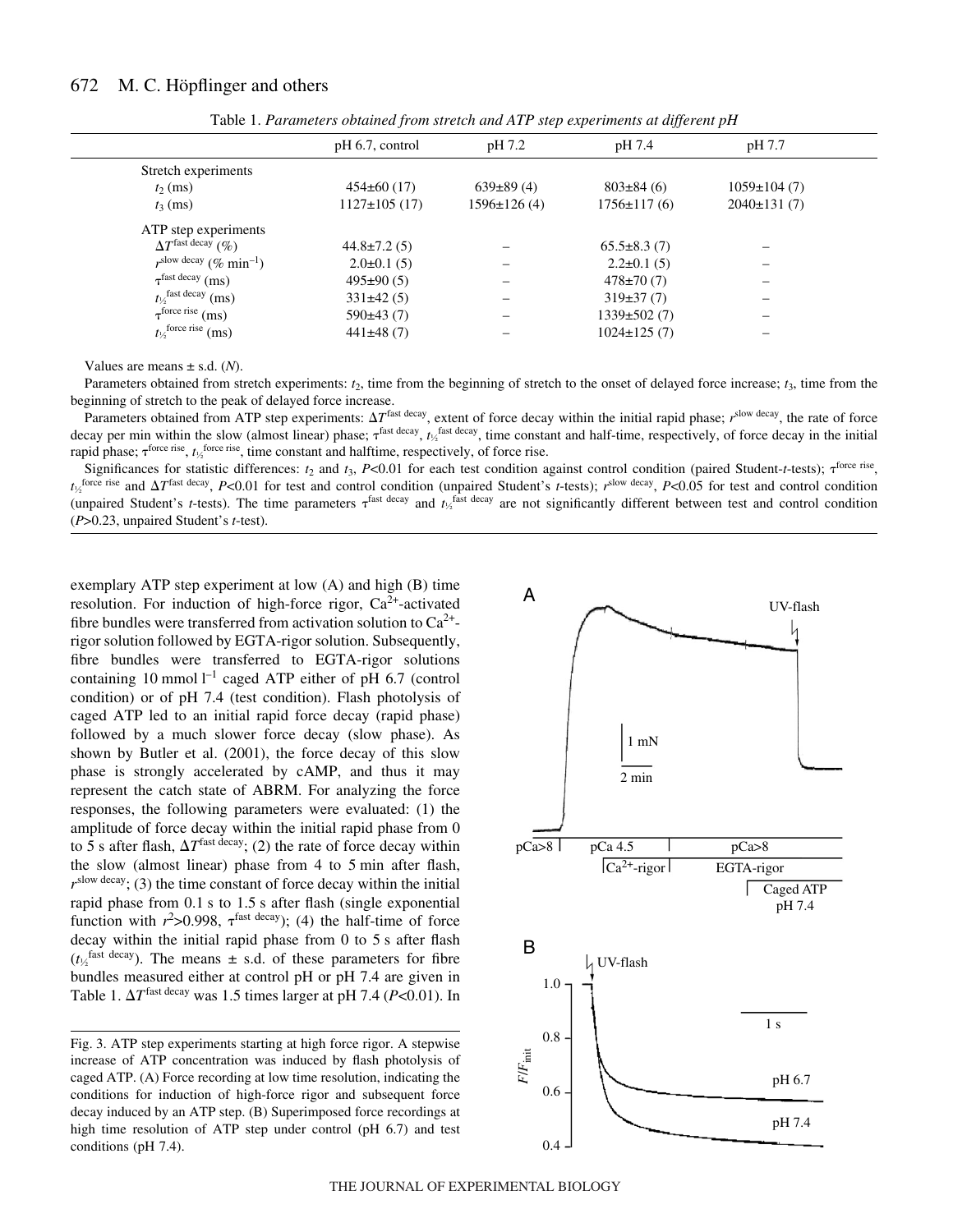Table 1. *Parameters obtained from stretch and ATP step experiments at different pH*

| | pH 6.7, control | pH 7.2 | pH 7.4 | pH 7.7 |
|---|---|---|---|---|
| Stretch experiments | | | | |
| $t_2$ (ms) | 454±60 (17) | 639±89 (4) | 803±84 (6) | 1059±104 (7) |
| $t_3$ (ms) | 1127±105 (17) | 1596±126 (4) | 1756±117 (6) | 2040±131 (7) |
| ATP step experiments | | | | |
| $\Delta T^{\text{fast decay}}$ (%) | 44.8±7.2 (5) | – | 65.5±8.3 (7) | – |
| $r^{\text{slow decay}}$ (% min$^{-1}$) | 2.0±0.1 (5) | – | 2.2±0.1 (5) | – |
| $\tau^{\text{fast decay}}$ (ms) | 495±90 (5) | – | 478±70 (7) | – |
| $t_{½}^{\text{fast decay}}$ (ms) | 331±42 (5) | – | 319±37 (7) | – |
| $\tau^{\text{force rise}}$ (ms) | 590±43 (7) | – | 1339±502 (7) | – |
| $t_{½}^{\text{force rise}}$ (ms) | 441±48 (7) | – | 1024±125 (7) | – |

Values are means ± s.d. (*N*).

Parameters obtained from stretch experiments: $t_2$, time from the beginning of stretch to the onset of delayed force increase; $t_3$, time from the beginning of stretch to the peak of delayed force increase.

Parameters obtained from ATP step experiments: $\Delta T^{\text{fast decay}}$, extent of force decay within the initial rapid phase; $r^{\text{slow decay}}$, the rate of force decay per min within the slow (almost linear) phase; $\tau^{\text{fast decay}}$, $t_{½}^{\text{fast decay}}$, time constant and half-time, respectively, of force decay in the initial rapid phase; $\tau^{\text{force rise}}$, $t_{½}^{\text{force rise}}$, time constant and halftime, respectively, of force rise.

Significances for statistic differences: $t_2$ and $t_3$, $P<0.01$ for each test condition against control condition (paired Student-*t*-tests); $\tau^{\text{force rise}}$, $t_{½}^{\text{force rise}}$ and $\Delta T^{\text{fast decay}}$, $P<0.01$ for test and control condition (unpaired Student's *t*-tests); $r^{\text{slow decay}}$, $P<0.05$ for test and control condition (unpaired Student's *t*-tests). The time parameters $\tau^{\text{fast decay}}$ and $t_{½}^{\text{fast decay}}$ are not significantly different between test and control condition ($P>0.23$, unpaired Student's *t*-test).

exemplary ATP step experiment at low (A) and high (B) time resolution. For induction of high-force rigor, $Ca^{2+}$-activated fibre bundles were transferred from activation solution to $Ca^{2+}$-rigor solution followed by EGTA-rigor solution. Subsequently, fibre bundles were transferred to EGTA-rigor solutions containing 10 mmol l$^{-1}$ caged ATP either of pH 6.7 (control condition) or of pH 7.4 (test condition). Flash photolysis of caged ATP led to an initial rapid force decay (rapid phase) followed by a much slower force decay (slow phase). As shown by Butler et al. (2001), the force decay of this slow phase is strongly accelerated by cAMP, and thus it may represent the catch state of ABRM. For analyzing the force responses, the following parameters were evaluated: (1) the amplitude of force decay within the initial rapid phase from 0 to 5 s after flash, $\Delta T^{\text{fast decay}}$; (2) the rate of force decay within the slow (almost linear) phase from 4 to 5 min after flash, $r^{\text{slow decay}}$; (3) the time constant of force decay within the initial rapid phase from 0.1 s to 1.5 s after flash (single exponential function with $r^2>0.998$, $\tau^{\text{fast decay}}$); (4) the half-time of force decay within the initial rapid phase from 0 to 5 s after flash ($t_{½}^{\text{fast decay}}$). The means ± s.d. of these parameters for fibre bundles measured either at control pH or pH 7.4 are given in Table 1. $\Delta T^{\text{fast decay}}$ was 1.5 times larger at pH 7.4 ($P<0.01$). In

Fig. 3. ATP step experiments starting at high force rigor. A stepwise increase of ATP concentration was induced by flash photolysis of caged ATP. (A) Force recording at low time resolution, indicating the conditions for induction of high-force rigor and subsequent force decay induced by an ATP step. (B) Superimposed force recordings at high time resolution of ATP step under control (pH 6.7) and test conditions (pH 7.4).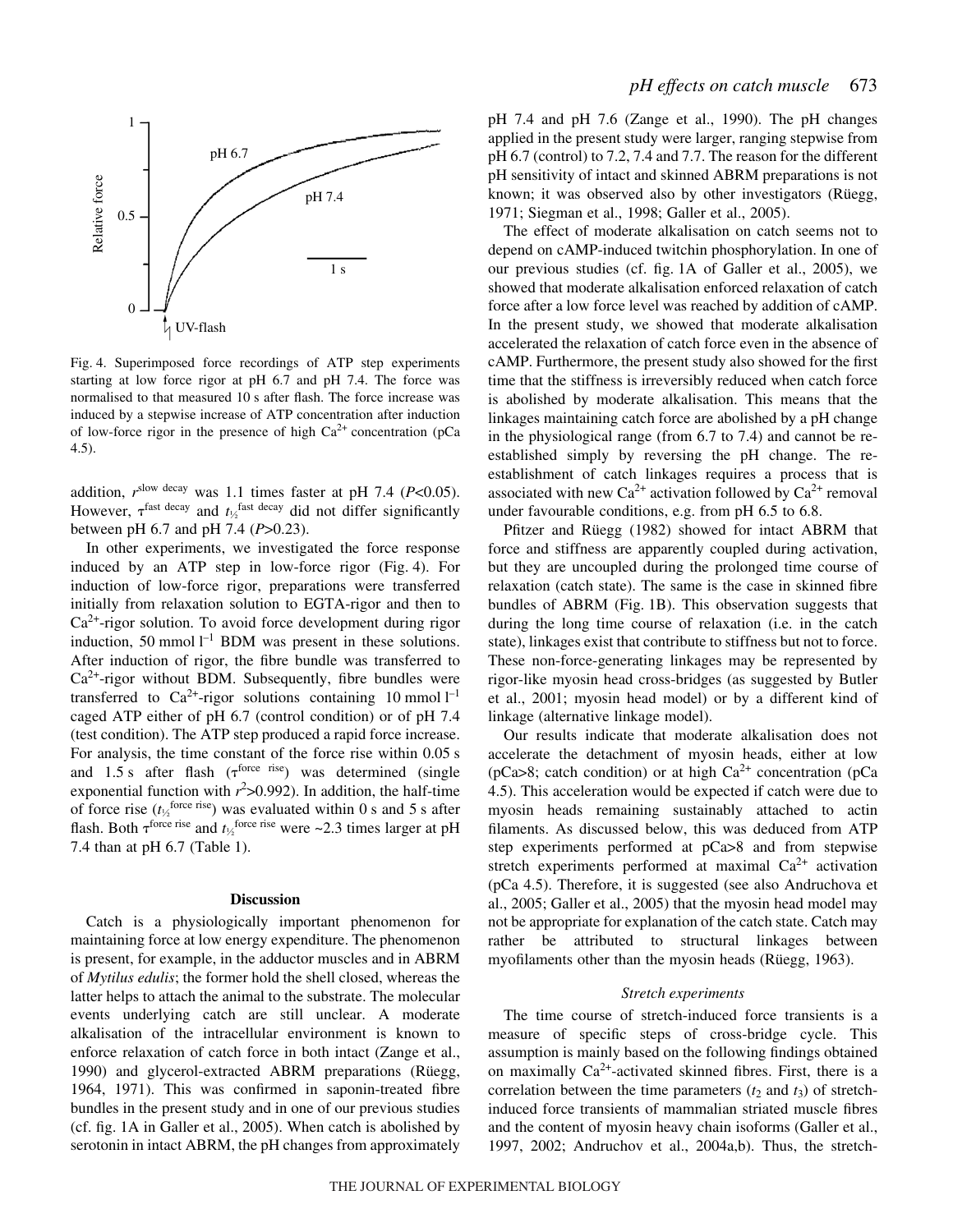Fig. 4. Superimposed force recordings of ATP step experiments starting at low force rigor at pH 6.7 and pH 7.4. The force was normalised to that measured 10 s after flash. The force increase was induced by a stepwise increase of ATP concentration after induction of low-force rigor in the presence of high $Ca^{2+}$ concentration (pCa 4.5).

addition, $r^{\text{slow decay}}$ was 1.1 times faster at pH 7.4 ($P$<0.05). However, $\tau^{\text{fast decay}}$ and $t_{½}^{\text{fast decay}}$ did not differ significantly between pH 6.7 and pH 7.4 ($P$>0.23).

In other experiments, we investigated the force response induced by an ATP step in low-force rigor (Fig. 4). For induction of low-force rigor, preparations were transferred initially from relaxation solution to EGTA-rigor and then to $Ca^{2+}$-rigor solution. To avoid force development during rigor induction, 50 mmol $l^{-1}$ BDM was present in these solutions. After induction of rigor, the fibre bundle was transferred to $Ca^{2+}$-rigor without BDM. Subsequently, fibre bundles were transferred to $Ca^{2+}$-rigor solutions containing 10 mmol $l^{-1}$ caged ATP either of pH 6.7 (control condition) or of pH 7.4 (test condition). The ATP step produced a rapid force increase. For analysis, the time constant of the force rise within 0.05 s and 1.5 s after flash ($\tau^{\text{force rise}}$) was determined (single exponential function with $r^2$>0.992). In addition, the half-time of force rise ($t_{½}^{\text{force rise}}$) was evaluated within 0 s and 5 s after flash. Both $\tau^{\text{force rise}}$ and $t_{½}^{\text{force rise}}$ were ~2.3 times larger at pH 7.4 than at pH 6.7 (Table 1).

## Discussion

Catch is a physiologically important phenomenon for maintaining force at low energy expenditure. The phenomenon is present, for example, in the adductor muscles and in ABRM of *Mytilus edulis*; the former hold the shell closed, whereas the latter helps to attach the animal to the substrate. The molecular events underlying catch are still unclear. A moderate alkalisation of the intracellular environment is known to enforce relaxation of catch force in both intact (Zange et al., 1990) and glycerol-extracted ABRM preparations (Rüegg, 1964, 1971). This was confirmed in saponin-treated fibre bundles in the present study and in one of our previous studies (cf. fig. 1A in Galler et al., 2005). When catch is abolished by serotonin in intact ABRM, the pH changes from approximately pH 7.4 and pH 7.6 (Zange et al., 1990). The pH changes applied in the present study were larger, ranging stepwise from pH 6.7 (control) to 7.2, 7.4 and 7.7. The reason for the different pH sensitivity of intact and skinned ABRM preparations is not known; it was observed also by other investigators (Rüegg, 1971; Siegman et al., 1998; Galler et al., 2005).

The effect of moderate alkalisation on catch seems not to depend on cAMP-induced twitchin phosphorylation. In one of our previous studies (cf. fig. 1A of Galler et al., 2005), we showed that moderate alkalisation enforced relaxation of catch force after a low force level was reached by addition of cAMP. In the present study, we showed that moderate alkalisation accelerated the relaxation of catch force even in the absence of cAMP. Furthermore, the present study also showed for the first time that the stiffness is irreversibly reduced when catch force is abolished by moderate alkalisation. This means that the linkages maintaining catch force are abolished by a pH change in the physiological range (from 6.7 to 7.4) and cannot be re-established simply by reversing the pH change. The re-establishment of catch linkages requires a process that is associated with new $Ca^{2+}$ activation followed by $Ca^{2+}$ removal under favourable conditions, e.g. from pH 6.5 to 6.8.

Pfitzer and Rüegg (1982) showed for intact ABRM that force and stiffness are apparently coupled during activation, but they are uncoupled during the prolonged time course of relaxation (catch state). The same is the case in skinned fibre bundles of ABRM (Fig. 1B). This observation suggests that during the long time course of relaxation (i.e. in the catch state), linkages exist that contribute to stiffness but not to force. These non-force-generating linkages may be represented by rigor-like myosin head cross-bridges (as suggested by Butler et al., 2001; myosin head model) or by a different kind of linkage (alternative linkage model).

Our results indicate that moderate alkalisation does not accelerate the detachment of myosin heads, either at low (pCa>8; catch condition) or at high $Ca^{2+}$ concentration (pCa 4.5). This acceleration would be expected if catch were due to myosin heads remaining sustainably attached to actin filaments. As discussed below, this was deduced from ATP step experiments performed at pCa>8 and from stepwise stretch experiments performed at maximal $Ca^{2+}$ activation (pCa 4.5). Therefore, it is suggested (see also Andruchova et al., 2005; Galler et al., 2005) that the myosin head model may not be appropriate for explanation of the catch state. Catch may rather be attributed to structural linkages between myofilaments other than the myosin heads (Rüegg, 1963).

### Stretch experiments

The time course of stretch-induced force transients is a measure of specific steps of cross-bridge cycle. This assumption is mainly based on the following findings obtained on maximally $Ca^{2+}$-activated skinned fibres. First, there is a correlation between the time parameters ($t_2$ and $t_3$) of stretch-induced force transients of mammalian striated muscle fibres and the content of myosin heavy chain isoforms (Galler et al., 1997, 2002; Andruchov et al., 2004a,b). Thus, the stretch-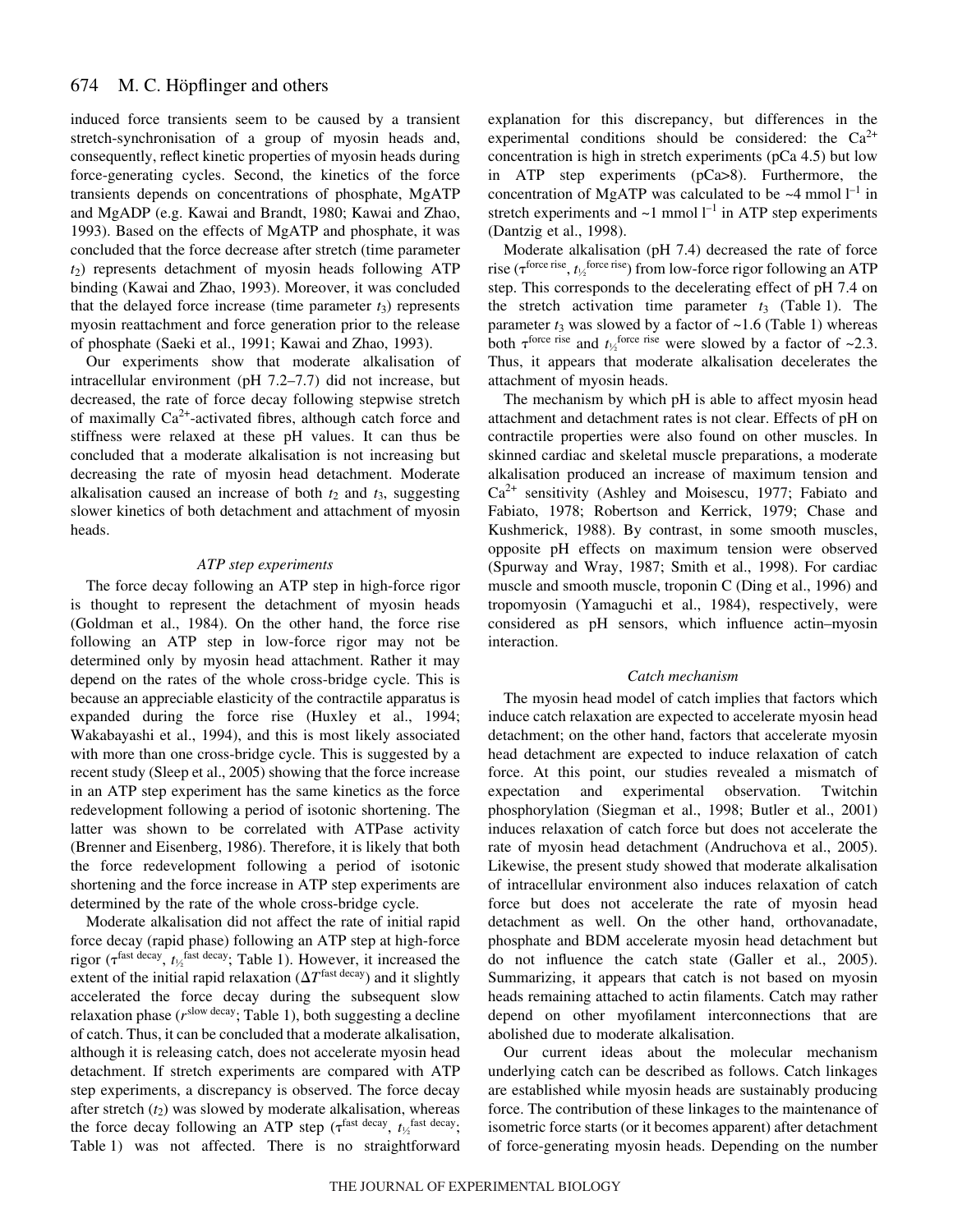induced force transients seem to be caused by a transient stretch-synchronisation of a group of myosin heads and, consequently, reflect kinetic properties of myosin heads during force-generating cycles. Second, the kinetics of the force transients depends on concentrations of phosphate, MgATP and MgADP (e.g. Kawai and Brandt, 1980; Kawai and Zhao, 1993). Based on the effects of MgATP and phosphate, it was concluded that the force decrease after stretch (time parameter $t_2$) represents detachment of myosin heads following ATP binding (Kawai and Zhao, 1993). Moreover, it was concluded that the delayed force increase (time parameter $t_3$) represents myosin reattachment and force generation prior to the release of phosphate (Saeki et al., 1991; Kawai and Zhao, 1993).

Our experiments show that moderate alkalisation of intracellular environment (pH 7.2–7.7) did not increase, but decreased, the rate of force decay following stepwise stretch of maximally $Ca^{2+}$-activated fibres, although catch force and stiffness were relaxed at these pH values. It can thus be concluded that a moderate alkalisation is not increasing but decreasing the rate of myosin head detachment. Moderate alkalisation caused an increase of both $t_2$ and $t_3$, suggesting slower kinetics of both detachment and attachment of myosin heads.

### *ATP step experiments*

The force decay following an ATP step in high-force rigor is thought to represent the detachment of myosin heads (Goldman et al., 1984). On the other hand, the force rise following an ATP step in low-force rigor may not be determined only by myosin head attachment. Rather it may depend on the rates of the whole cross-bridge cycle. This is because an appreciable elasticity of the contractile apparatus is expanded during the force rise (Huxley et al., 1994; Wakabayashi et al., 1994), and this is most likely associated with more than one cross-bridge cycle. This is suggested by a recent study (Sleep et al., 2005) showing that the force increase in an ATP step experiment has the same kinetics as the force redevelopment following a period of isotonic shortening. The latter was shown to be correlated with ATPase activity (Brenner and Eisenberg, 1986). Therefore, it is likely that both the force redevelopment following a period of isotonic shortening and the force increase in ATP step experiments are determined by the rate of the whole cross-bridge cycle.

Moderate alkalisation did not affect the rate of initial rapid force decay (rapid phase) following an ATP step at high-force rigor ($\tau^{\text{fast decay}}$, $t_{½}^{\text{fast decay}}$; Table 1). However, it increased the extent of the initial rapid relaxation ($\Delta T^{\text{fast decay}}$) and it slightly accelerated the force decay during the subsequent slow relaxation phase ($r^{\text{slow decay}}$; Table 1), both suggesting a decline of catch. Thus, it can be concluded that a moderate alkalisation, although it is releasing catch, does not accelerate myosin head detachment. If stretch experiments are compared with ATP step experiments, a discrepancy is observed. The force decay after stretch ($t_2$) was slowed by moderate alkalisation, whereas the force decay following an ATP step ($\tau^{\text{fast decay}}$, $t_{½}^{\text{fast decay}}$; Table 1) was not affected. There is no straightforward explanation for this discrepancy, but differences in the experimental conditions should be considered: the $Ca^{2+}$ concentration is high in stretch experiments (pCa 4.5) but low in ATP step experiments (pCa>8). Furthermore, the concentration of MgATP was calculated to be ~4 mmol $l^{-1}$ in stretch experiments and ~1 mmol $l^{-1}$ in ATP step experiments (Dantzig et al., 1998).

Moderate alkalisation (pH 7.4) decreased the rate of force rise ($\tau^{\text{force rise}}$, $t_{½}^{\text{force rise}}$) from low-force rigor following an ATP step. This corresponds to the decelerating effect of pH 7.4 on the stretch activation time parameter $t_3$ (Table 1). The parameter $t_3$ was slowed by a factor of ~1.6 (Table 1) whereas both $\tau^{\text{force rise}}$ and $t_{½}^{\text{force rise}}$ were slowed by a factor of ~2.3. Thus, it appears that moderate alkalisation decelerates the attachment of myosin heads.

The mechanism by which pH is able to affect myosin head attachment and detachment rates is not clear. Effects of pH on contractile properties were also found on other muscles. In skinned cardiac and skeletal muscle preparations, a moderate alkalisation produced an increase of maximum tension and $Ca^{2+}$ sensitivity (Ashley and Moisescu, 1977; Fabiato and Fabiato, 1978; Robertson and Kerrick, 1979; Chase and Kushmerick, 1988). By contrast, in some smooth muscles, opposite pH effects on maximum tension were observed (Spurway and Wray, 1987; Smith et al., 1998). For cardiac muscle and smooth muscle, troponin C (Ding et al., 1996) and tropomyosin (Yamaguchi et al., 1984), respectively, were considered as pH sensors, which influence actin–myosin interaction.

### *Catch mechanism*

The myosin head model of catch implies that factors which induce catch relaxation are expected to accelerate myosin head detachment; on the other hand, factors that accelerate myosin head detachment are expected to induce relaxation of catch force. At this point, our studies revealed a mismatch of expectation and experimental observation. Twitchin phosphorylation (Siegman et al., 1998; Butler et al., 2001) induces relaxation of catch force but does not accelerate the rate of myosin head detachment (Andruchova et al., 2005). Likewise, the present study showed that moderate alkalisation of intracellular environment also induces relaxation of catch force but does not accelerate the rate of myosin head detachment as well. On the other hand, orthovanadate, phosphate and BDM accelerate myosin head detachment but do not influence the catch state (Galler et al., 2005). Summarizing, it appears that catch is not based on myosin heads remaining attached to actin filaments. Catch may rather depend on other myofilament interconnections that are abolished due to moderate alkalisation.

Our current ideas about the molecular mechanism underlying catch can be described as follows. Catch linkages are established while myosin heads are sustainably producing force. The contribution of these linkages to the maintenance of isometric force starts (or it becomes apparent) after detachment of force-generating myosin heads. Depending on the number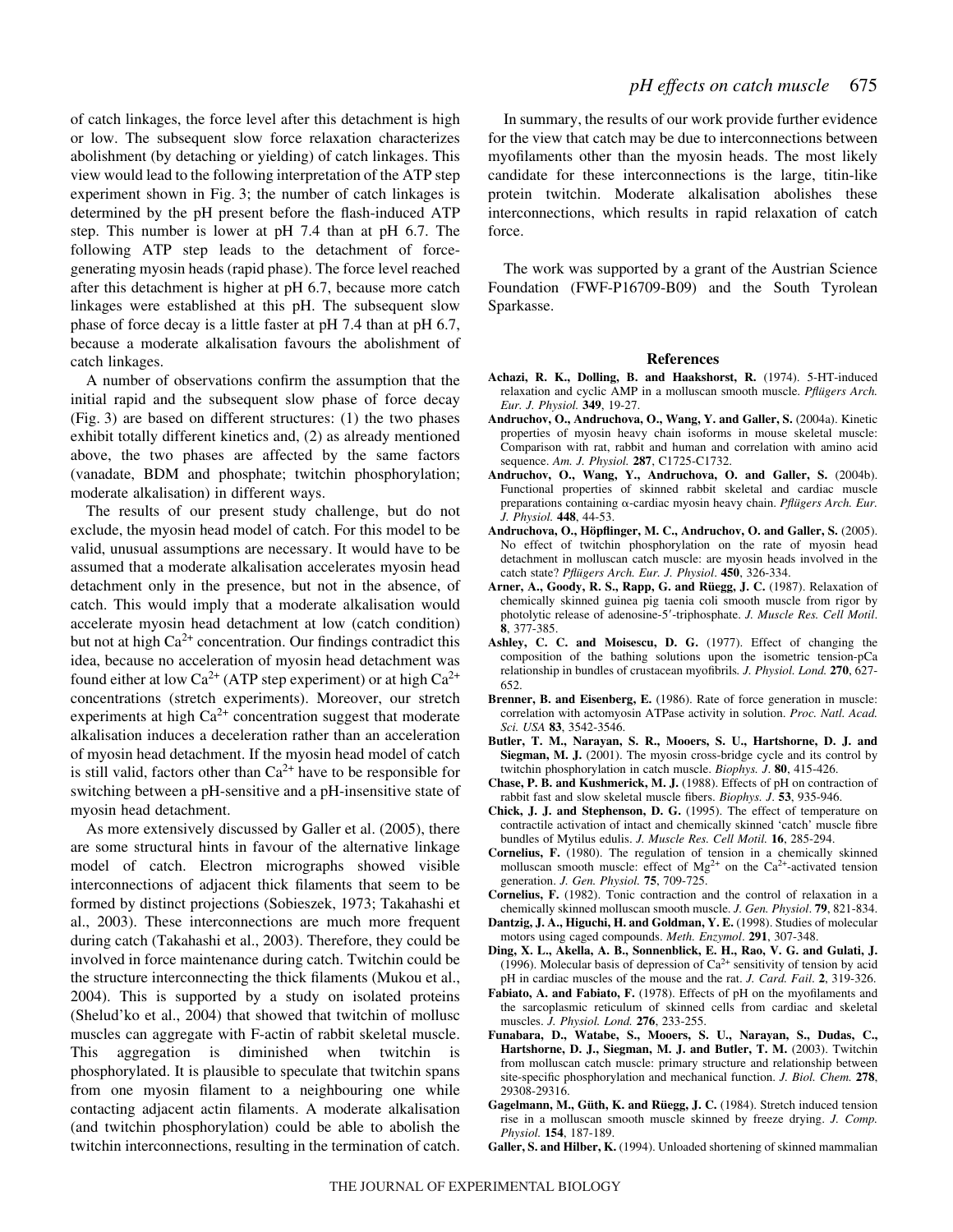of catch linkages, the force level after this detachment is high or low. The subsequent slow force relaxation characterizes abolishment (by detaching or yielding) of catch linkages. This view would lead to the following interpretation of the ATP step experiment shown in Fig. 3; the number of catch linkages is determined by the pH present before the flash-induced ATP step. This number is lower at pH 7.4 than at pH 6.7. The following ATP step leads to the detachment of force-generating myosin heads (rapid phase). The force level reached after this detachment is higher at pH 6.7, because more catch linkages were established at this pH. The subsequent slow phase of force decay is a little faster at pH 7.4 than at pH 6.7, because a moderate alkalisation favours the abolishment of catch linkages.

A number of observations confirm the assumption that the initial rapid and the subsequent slow phase of force decay (Fig. 3) are based on different structures: (1) the two phases exhibit totally different kinetics and, (2) as already mentioned above, the two phases are affected by the same factors (vanadate, BDM and phosphate; twitchin phosphorylation; moderate alkalisation) in different ways.

The results of our present study challenge, but do not exclude, the myosin head model of catch. For this model to be valid, unusual assumptions are necessary. It would have to be assumed that a moderate alkalisation accelerates myosin head detachment only in the presence, but not in the absence, of catch. This would imply that a moderate alkalisation would accelerate myosin head detachment at low (catch condition) but not at high $Ca^{2+}$ concentration. Our findings contradict this idea, because no acceleration of myosin head detachment was found either at low $Ca^{2+}$ (ATP step experiment) or at high $Ca^{2+}$ concentrations (stretch experiments). Moreover, our stretch experiments at high $Ca^{2+}$ concentration suggest that moderate alkalisation induces a deceleration rather than an acceleration of myosin head detachment. If the myosin head model of catch is still valid, factors other than $Ca^{2+}$ have to be responsible for switching between a pH-sensitive and a pH-insensitive state of myosin head detachment.

As more extensively discussed by Galler et al. (2005), there are some structural hints in favour of the alternative linkage model of catch. Electron micrographs showed visible interconnections of adjacent thick filaments that seem to be formed by distinct projections (Sobieszek, 1973; Takahashi et al., 2003). These interconnections are much more frequent during catch (Takahashi et al., 2003). Therefore, they could be involved in force maintenance during catch. Twitchin could be the structure interconnecting the thick filaments (Mukou et al., 2004). This is supported by a study on isolated proteins (Shelud'ko et al., 2004) that showed that twitchin of mollusc muscles can aggregate with F-actin of rabbit skeletal muscle. This aggregation is diminished when twitchin is phosphorylated. It is plausible to speculate that twitchin spans from one myosin filament to a neighbouring one while contacting adjacent actin filaments. A moderate alkalisation (and twitchin phosphorylation) could be able to abolish the twitchin interconnections, resulting in the termination of catch.

In summary, the results of our work provide further evidence for the view that catch may be due to interconnections between myofilaments other than the myosin heads. The most likely candidate for these interconnections is the large, titin-like protein twitchin. Moderate alkalisation abolishes these interconnections, which results in rapid relaxation of catch force.

The work was supported by a grant of the Austrian Science Foundation (FWF-P16709-B09) and the South Tyrolean Sparkasse.

## References

**Achazi, R. K., Dolling, B. and Haakshorst, R.** (1974). 5-HT-induced relaxation and cyclic AMP in a molluscan smooth muscle. *Pflügers Arch. Eur. J. Physiol.* **349**, 19-27.

**Andruchov, O., Andruchova, O., Wang, Y. and Galler, S.** (2004a). Kinetic properties of myosin heavy chain isoforms in mouse skeletal muscle: Comparison with rat, rabbit and human and correlation with amino acid sequence. *Am. J. Physiol.* **287**, C1725-C1732.

**Andruchov, O., Wang, Y., Andruchova, O. and Galler, S.** (2004b). Functional properties of skinned rabbit skeletal and cardiac muscle preparations containing α-cardiac myosin heavy chain. *Pflügers Arch. Eur. J. Physiol.* **448**, 44-53.

**Andruchova, O., Höpflinger, M. C., Andruchov, O. and Galler, S.** (2005). No effect of twitchin phosphorylation on the rate of myosin head detachment in molluscan catch muscle: are myosin heads involved in the catch state? *Pflügers Arch. Eur. J. Physiol*. **450**, 326-334.

**Arner, A., Goody, R. S., Rapp, G. and Rüegg, J. C.** (1987). Relaxation of chemically skinned guinea pig taenia coli smooth muscle from rigor by photolytic release of adenosine-5′-triphosphate. *J. Muscle Res. Cell Motil*. **8**, 377-385.

**Ashley, C. C. and Moisescu, D. G.** (1977). Effect of changing the composition of the bathing solutions upon the isometric tension-pCa relationship in bundles of crustacean myofibrils. *J. Physiol. Lond.* **270**, 627-652.

**Brenner, B. and Eisenberg, E.** (1986). Rate of force generation in muscle: correlation with actomyosin ATPase activity in solution. *Proc. Natl. Acad. Sci. USA* **83**, 3542-3546.

**Butler, T. M., Narayan, S. R., Mooers, S. U., Hartshorne, D. J. and Siegman, M. J.** (2001). The myosin cross-bridge cycle and its control by twitchin phosphorylation in catch muscle. *Biophys. J*. **80**, 415-426.

**Chase, P. B. and Kushmerick, M. J.** (1988). Effects of pH on contraction of rabbit fast and slow skeletal muscle fibers. *Biophys. J*. **53**, 935-946.

**Chick, J. J. and Stephenson, D. G.** (1995). The effect of temperature on contractile activation of intact and chemically skinned 'catch' muscle fibre bundles of Mytilus edulis. *J. Muscle Res. Cell Motil.* **16**, 285-294.

**Cornelius, F.** (1980). The regulation of tension in a chemically skinned molluscan smooth muscle: effect of $Mg^{2+}$ on the $Ca^{2+}$-activated tension generation. *J. Gen. Physiol.* **75**, 709-725.

**Cornelius, F.** (1982). Tonic contraction and the control of relaxation in a chemically skinned molluscan smooth muscle. *J. Gen. Physiol*. **79**, 821-834.

**Dantzig, J. A., Higuchi, H. and Goldman, Y. E.** (1998). Studies of molecular motors using caged compounds. *Meth. Enzymol*. **291**, 307-348.

**Ding, X. L., Akella, A. B., Sonnenblick, E. H., Rao, V. G. and Gulati, J.** (1996). Molecular basis of depression of $Ca^{2+}$ sensitivity of tension by acid pH in cardiac muscles of the mouse and the rat. *J. Card. Fail*. **2**, 319-326.

**Fabiato, A. and Fabiato, F.** (1978). Effects of pH on the myofilaments and the sarcoplasmic reticulum of skinned cells from cardiac and skeletal muscles. *J. Physiol. Lond.* **276**, 233-255.

**Funabara, D., Watabe, S., Mooers, S. U., Narayan, S., Dudas, C., Hartshorne, D. J., Siegman, M. J. and Butler, T. M.** (2003). Twitchin from molluscan catch muscle: primary structure and relationship between site-specific phosphorylation and mechanical function. *J. Biol. Chem.* **278**, 29308-29316.

**Gagelmann, M., Güth, K. and Rüegg, J. C.** (1984). Stretch induced tension rise in a molluscan smooth muscle skinned by freeze drying. *J. Comp. Physiol.* **154**, 187-189.

**Galler, S. and Hilber, K.** (1994). Unloaded shortening of skinned mammalian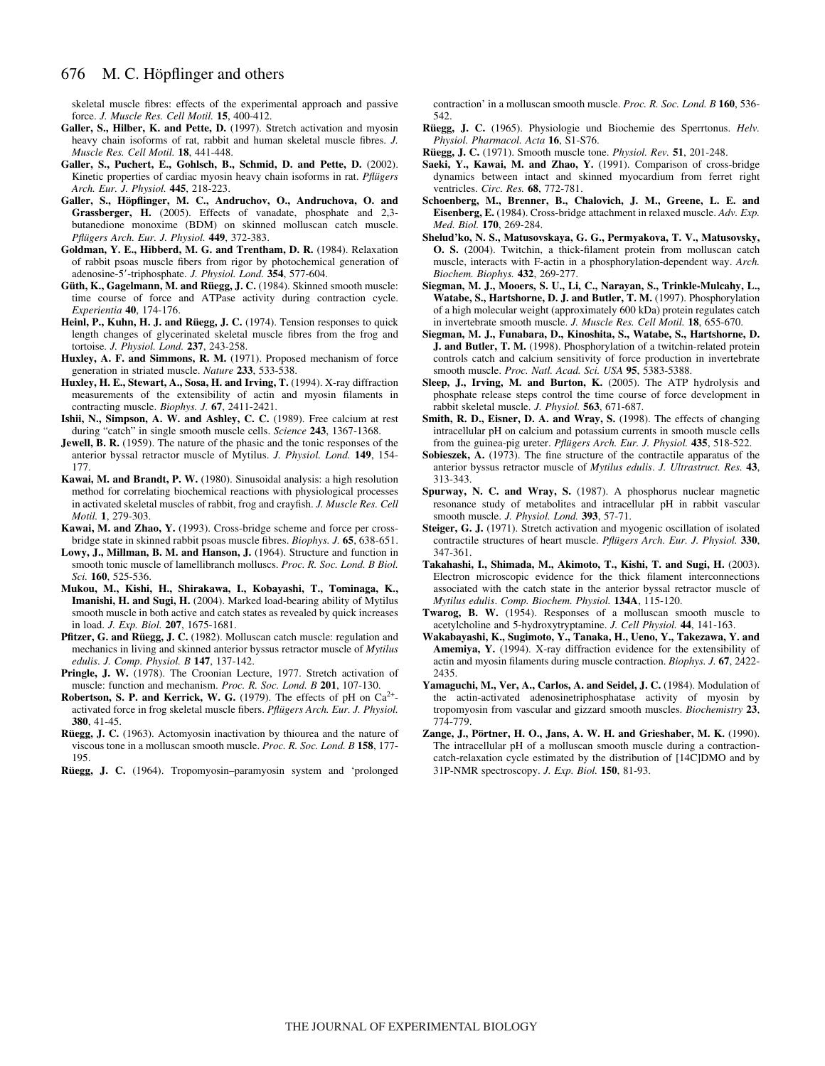skeletal muscle fibres: effects of the experimental approach and passive force. *J. Muscle Res. Cell Motil.* **15**, 400-412.

**Galler, S., Hilber, K. and Pette, D.** (1997). Stretch activation and myosin heavy chain isoforms of rat, rabbit and human skeletal muscle fibres. *J. Muscle Res. Cell Motil.* **18**, 441-448.

**Galler, S., Puchert, E., Gohlsch, B., Schmid, D. and Pette, D.** (2002). Kinetic properties of cardiac myosin heavy chain isoforms in rat. *Pflügers Arch. Eur. J. Physiol.* **445**, 218-223.

**Galler, S., Höpflinger, M. C., Andruchov, O., Andruchova, O. and Grassberger, H.** (2005). Effects of vanadate, phosphate and 2,3-butanedione monoxime (BDM) on skinned molluscan catch muscle. *Pflügers Arch. Eur. J. Physiol.* **449**, 372-383.

**Goldman, Y. E., Hibberd, M. G. and Trentham, D. R.** (1984). Relaxation of rabbit psoas muscle fibers from rigor by photochemical generation of adenosine-5′-triphosphate. *J. Physiol. Lond.* **354**, 577-604.

**Güth, K., Gagelmann, M. and Rüegg, J. C.** (1984). Skinned smooth muscle: time course of force and ATPase activity during contraction cycle. *Experientia* **40**, 174-176.

**Heinl, P., Kuhn, H. J. and Rüegg, J. C.** (1974). Tension responses to quick length changes of glycerinated skeletal muscle fibres from the frog and tortoise. *J. Physiol. Lond.* **237**, 243-258.

**Huxley, A. F. and Simmons, R. M.** (1971). Proposed mechanism of force generation in striated muscle. *Nature* **233**, 533-538.

**Huxley, H. E., Stewart, A., Sosa, H. and Irving, T.** (1994). X-ray diffraction measurements of the extensibility of actin and myosin filaments in contracting muscle. *Biophys. J.* **67**, 2411-2421.

**Ishii, N., Simpson, A. W. and Ashley, C. C.** (1989). Free calcium at rest during "catch" in single smooth muscle cells. *Science* **243**, 1367-1368.

**Jewell, B. R.** (1959). The nature of the phasic and the tonic responses of the anterior byssal retractor muscle of Mytilus. *J. Physiol. Lond.* **149**, 154-177.

**Kawai, M. and Brandt, P. W.** (1980). Sinusoidal analysis: a high resolution method for correlating biochemical reactions with physiological processes in activated skeletal muscles of rabbit, frog and crayfish. *J. Muscle Res. Cell Motil.* **1**, 279-303.

**Kawai, M. and Zhao, Y.** (1993). Cross-bridge scheme and force per cross-bridge state in skinned rabbit psoas muscle fibres. *Biophys. J.* **65**, 638-651.

**Lowy, J., Millman, B. M. and Hanson, J.** (1964). Structure and function in smooth tonic muscle of lamellibranch molluscs. *Proc. R. Soc. Lond. B Biol. Sci.* **160**, 525-536.

**Mukou, M., Kishi, H., Shirakawa, I., Kobayashi, T., Tominaga, K., Imanishi, H. and Sugi, H.** (2004). Marked load-bearing ability of Mytilus smooth muscle in both active and catch states as revealed by quick increases in load. *J. Exp. Biol.* **207**, 1675-1681.

**Pfitzer, G. and Rüegg, J. C.** (1982). Molluscan catch muscle: regulation and mechanics in living and skinned anterior byssus retractor muscle of *Mytilus edulis*. *J. Comp. Physiol. B* **147**, 137-142.

**Pringle, J. W.** (1978). The Croonian Lecture, 1977. Stretch activation of muscle: function and mechanism. *Proc. R. Soc. Lond. B* **201**, 107-130.

**Robertson, S. P. and Kerrick, W. G.** (1979). The effects of pH on $Ca^{2+}$-activated force in frog skeletal muscle fibers. *Pflügers Arch. Eur. J. Physiol.* **380**, 41-45.

**Rüegg, J. C.** (1963). Actomyosin inactivation by thiourea and the nature of viscous tone in a molluscan smooth muscle. *Proc. R. Soc. Lond. B* **158**, 177-195.

**Rüegg, J. C.** (1964). Tropomyosin–paramyosin system and 'prolonged contraction' in a molluscan smooth muscle. *Proc. R. Soc. Lond. B* **160**, 536-542.

**Rüegg, J. C.** (1965). Physiologie und Biochemie des Sperrtonus. *Helv. Physiol. Pharmacol. Acta* **16**, S1-S76.

**Rüegg, J. C.** (1971). Smooth muscle tone. *Physiol. Rev.* **51**, 201-248.

**Saeki, Y., Kawai, M. and Zhao, Y.** (1991). Comparison of cross-bridge dynamics between intact and skinned myocardium from ferret right ventricles. *Circ. Res.* **68**, 772-781.

**Schoenberg, M., Brenner, B., Chalovich, J. M., Greene, L. E. and Eisenberg, E.** (1984). Cross-bridge attachment in relaxed muscle. *Adv. Exp. Med. Biol.* **170**, 269-284.

**Shelud'ko, N. S., Matusovskaya, G. G., Permyakova, T. V., Matusovsky, O. S.** (2004). Twitchin, a thick-filament protein from molluscan catch muscle, interacts with F-actin in a phosphorylation-dependent way. *Arch. Biochem. Biophys.* **432**, 269-277.

**Siegman, M. J., Mooers, S. U., Li, C., Narayan, S., Trinkle-Mulcahy, L., Watabe, S., Hartshorne, D. J. and Butler, T. M.** (1997). Phosphorylation of a high molecular weight (approximately 600 kDa) protein regulates catch in invertebrate smooth muscle. *J. Muscle Res. Cell Motil.* **18**, 655-670.

**Siegman, M. J., Funabara, D., Kinoshita, S., Watabe, S., Hartshorne, D. J. and Butler, T. M.** (1998). Phosphorylation of a twitchin-related protein controls catch and calcium sensitivity of force production in invertebrate smooth muscle. *Proc. Natl. Acad. Sci. USA* **95**, 5383-5388.

**Sleep, J., Irving, M. and Burton, K.** (2005). The ATP hydrolysis and phosphate release steps control the time course of force development in rabbit skeletal muscle. *J. Physiol.* **563**, 671-687.

**Smith, R. D., Eisner, D. A. and Wray, S.** (1998). The effects of changing intracellular pH on calcium and potassium currents in smooth muscle cells from the guinea-pig ureter. *Pflügers Arch. Eur. J. Physiol.* **435**, 518-522.

**Sobieszek, A.** (1973). The fine structure of the contractile apparatus of the anterior byssus retractor muscle of *Mytilus edulis*. *J. Ultrastruct. Res.* **43**, 313-343.

**Spurway, N. C. and Wray, S.** (1987). A phosphorus nuclear magnetic resonance study of metabolites and intracellular pH in rabbit vascular smooth muscle. *J. Physiol. Lond.* **393**, 57-71.

**Steiger, G. J.** (1971). Stretch activation and myogenic oscillation of isolated contractile structures of heart muscle. *Pflügers Arch. Eur. J. Physiol.* **330**, 347-361.

**Takahashi, I., Shimada, M., Akimoto, T., Kishi, T. and Sugi, H.** (2003). Electron microscopic evidence for the thick filament interconnections associated with the catch state in the anterior byssal retractor muscle of *Mytilus edulis*. *Comp. Biochem. Physiol.* **134A**, 115-120.

**Twarog, B. W.** (1954). Responses of a molluscan smooth muscle to acetylcholine and 5-hydroxytryptamine. *J. Cell Physiol.* **44**, 141-163.

**Wakabayashi, K., Sugimoto, Y., Tanaka, H., Ueno, Y., Takezawa, Y. and Amemiya, Y.** (1994). X-ray diffraction evidence for the extensibility of actin and myosin filaments during muscle contraction. *Biophys. J.* **67**, 2422-2435.

**Yamaguchi, M., Ver, A., Carlos, A. and Seidel, J. C.** (1984). Modulation of the actin-activated adenosinetriphosphatase activity of myosin by tropomyosin from vascular and gizzard smooth muscles. *Biochemistry* **23**, 774-779.

**Zange, J., Pörtner, H. O., Jans, A. W. H. and Grieshaber, M. K.** (1990). The intracellular pH of a molluscan smooth muscle during a contraction-catch-relaxation cycle estimated by the distribution of [14C]DMO and by 31P-NMR spectroscopy. *J. Exp. Biol.* **150**, 81-93.